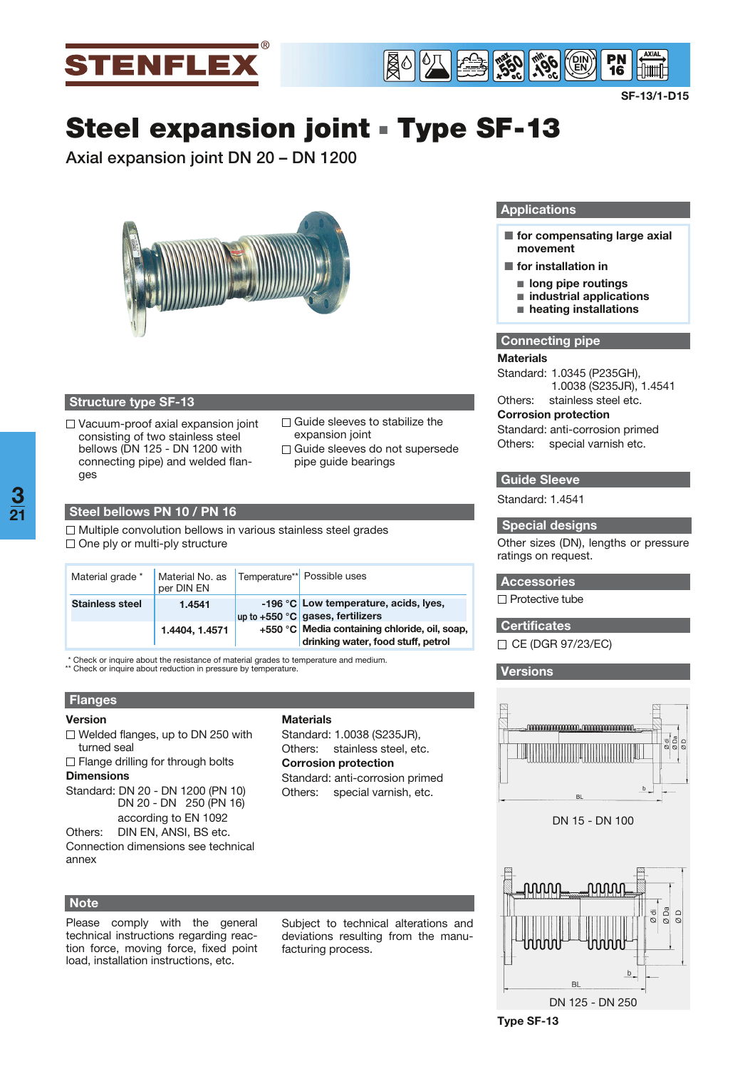**STENFLEX®**

SF-13/1-D15

# Steel expansion joint ▪ Type SF-13

Axial expansion joint DN 20 – DN 1200

## Structure type SF-13

- ☐ Vacuum-proof axial expansion joint consisting of two stainless steel bellows (DN 125 - DN 1200 with connecting pipe) and welded flanges
- ☐ Guide sleeves to stabilize the expansion joint
- ☐ Guide sleeves do not supersede pipe guide bearings

## Steel bellows PN 10 / PN 16

- ☐ Multiple convolution bellows in various stainless steel grades
- ☐ One ply or multi-ply structure

| Material grade * | Material No. as per DIN EN | Temperature** | Possible uses |
|---|---|---|---|
| **Stainless steel** | **1.4541** | **-196 °C** up to **+550 °C** | **Low temperature, acids, lyes, gases, fertilizers** |
| | **1.4404, 1.4571** | **+550 °C** | **Media containing chloride, oil, soap, drinking water, food stuff, petrol** |

\* Check or inquire about the resistance of material grades to temperature and medium.
\** Check or inquire about reduction in pressure by temperature.

## Flanges

**Version**

- ☐ Welded flanges, up to DN 250 with turned seal
- ☐ Flange drilling for through bolts

**Dimensions**

Standard: DN 20 - DN 1200 (PN 10)
DN 20 - DN 250 (PN 16)
according to EN 1092

Others: DIN EN, ANSI, BS etc.

Connection dimensions see technical annex

**Materials**

Standard: 1.0038 (S235JR),
Others: stainless steel, etc.

**Corrosion protection**

Standard: anti-corrosion primed
Others: special varnish, etc.

## Note

Please comply with the general technical instructions regarding reaction force, moving force, fixed point load, installation instructions, etc.

Subject to technical alterations and deviations resulting from the manufacturing process.

## Applications

- **for compensating large axial movement**
- **for installation in**
  - **long pipe routings**
  - **industrial applications**
  - **heating installations**

## Connecting pipe

**Materials**

Standard: 1.0345 (P235GH), 1.0038 (S235JR), 1.4541
Others: stainless steel etc.

**Corrosion protection**

Standard: anti-corrosion primed
Others: special varnish etc.

## Guide Sleeve

Standard: 1.4541

## Special designs

Other sizes (DN), lengths or pressure ratings on request.

## Accessories

☐ Protective tube

## Certificates

☐ CE (DGR 97/23/EC)

## Versions

DN 15 - DN 100

DN 125 - DN 250

**Type SF-13**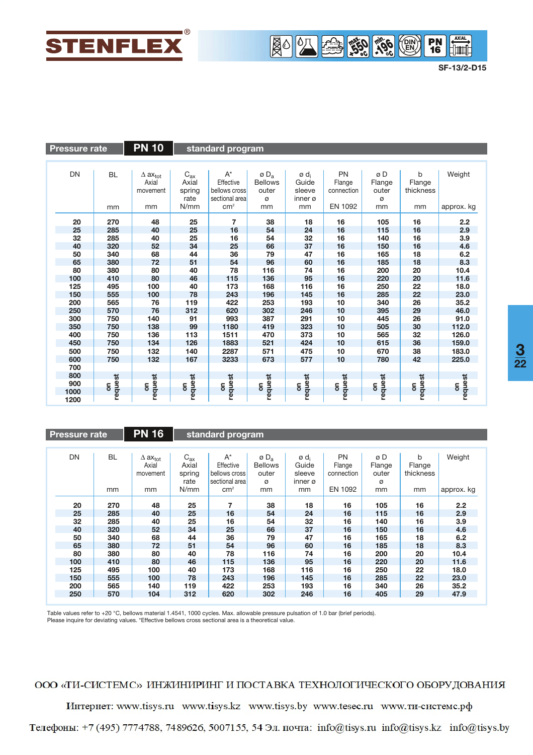SF-13/2-D15

## Pressure rate PN 10 standard program

| DN | BL<br>mm | $\Delta ax_{tot}$<br>Axial movement<br>mm | $C_{ax}$<br>Axial spring rate<br>N/mm | A*<br>Effective bellows cross sectional area<br>cm² | ø $D_a$<br>Bellows outer ø<br>mm | ø $d_i$<br>Guide sleeve inner ø<br>mm | PN<br>Flange connection<br>EN 1092 | ø D<br>Flange outer ø<br>mm | b<br>Flange thickness<br>mm | Weight<br>approx. kg |
|---|---|---|---|---|---|---|---|---|---|---|
| 20 | 270 | 48 | 25 | 7 | 38 | 18 | 16 | 105 | 16 | 2.2 |
| 25 | 285 | 40 | 25 | 16 | 54 | 24 | 16 | 115 | 16 | 2.9 |
| 32 | 285 | 40 | 25 | 16 | 54 | 32 | 16 | 140 | 16 | 3.9 |
| 40 | 320 | 52 | 34 | 25 | 66 | 37 | 16 | 150 | 16 | 4.6 |
| 50 | 340 | 68 | 44 | 36 | 79 | 47 | 16 | 165 | 18 | 6.2 |
| 65 | 380 | 72 | 51 | 54 | 96 | 60 | 16 | 185 | 18 | 8.3 |
| 80 | 380 | 80 | 40 | 78 | 116 | 74 | 16 | 200 | 20 | 10.4 |
| 100 | 410 | 80 | 46 | 115 | 136 | 95 | 16 | 220 | 20 | 11.6 |
| 125 | 495 | 100 | 40 | 173 | 168 | 116 | 16 | 250 | 22 | 18.0 |
| 150 | 555 | 100 | 78 | 243 | 196 | 145 | 16 | 285 | 22 | 23.0 |
| 200 | 565 | 76 | 119 | 422 | 253 | 193 | 10 | 340 | 26 | 35.2 |
| 250 | 570 | 76 | 312 | 620 | 302 | 246 | 10 | 395 | 29 | 46.0 |
| 300 | 750 | 140 | 91 | 993 | 387 | 291 | 10 | 445 | 26 | 91.0 |
| 350 | 750 | 138 | 99 | 1180 | 419 | 323 | 10 | 505 | 30 | 112.0 |
| 400 | 750 | 136 | 113 | 1511 | 470 | 373 | 10 | 565 | 32 | 126.0 |
| 450 | 750 | 134 | 126 | 1883 | 521 | 424 | 10 | 615 | 36 | 159.0 |
| 500 | 750 | 132 | 140 | 2287 | 571 | 475 | 10 | 670 | 38 | 183.0 |
| 600 | 750 | 132 | 167 | 3233 | 673 | 577 | 10 | 780 | 42 | 225.0 |
| 700 | on request | on request | on request | on request | on request | on request | on request | on request | on request | on request |
| 800 | | | | | | | | | | |
| 900 | | | | | | | | | | |
| 1000 | | | | | | | | | | |
| 1200 | | | | | | | | | | |

## Pressure rate PN 16 standard program

| DN | BL<br>mm | $\Delta ax_{tot}$<br>Axial movement<br>mm | $C_{ax}$<br>Axial spring rate<br>N/mm | A*<br>Effective bellows cross sectional area<br>cm² | ø $D_a$<br>Bellows outer ø<br>mm | ø $d_i$<br>Guide sleeve inner ø<br>mm | PN<br>Flange connection<br>EN 1092 | ø D<br>Flange outer ø<br>mm | b<br>Flange thickness<br>mm | Weight<br>approx. kg |
|---|---|---|---|---|---|---|---|---|---|---|
| 20 | 270 | 48 | 25 | 7 | 38 | 18 | 16 | 105 | 16 | 2.2 |
| 25 | 285 | 40 | 25 | 16 | 54 | 24 | 16 | 115 | 16 | 2.9 |
| 32 | 285 | 40 | 25 | 16 | 54 | 32 | 16 | 140 | 16 | 3.9 |
| 40 | 320 | 52 | 34 | 25 | 66 | 37 | 16 | 150 | 16 | 4.6 |
| 50 | 340 | 68 | 44 | 36 | 79 | 47 | 16 | 165 | 18 | 6.2 |
| 65 | 380 | 72 | 51 | 54 | 96 | 60 | 16 | 185 | 18 | 8.3 |
| 80 | 380 | 80 | 40 | 78 | 116 | 74 | 16 | 200 | 20 | 10.4 |
| 100 | 410 | 80 | 46 | 115 | 136 | 95 | 16 | 220 | 20 | 11.6 |
| 125 | 495 | 100 | 40 | 173 | 168 | 116 | 16 | 250 | 22 | 18.0 |
| 150 | 555 | 100 | 78 | 243 | 196 | 145 | 16 | 285 | 22 | 23.0 |
| 200 | 565 | 140 | 119 | 422 | 253 | 193 | 16 | 340 | 26 | 35.2 |
| 250 | 570 | 104 | 312 | 620 | 302 | 246 | 16 | 405 | 29 | 47.9 |

Table values refer to +20 °C, bellows material 1.4541, 1000 cycles. Max. allowable pressure pulsation of 1.0 bar (brief periods).
Please inquire for deviating values. *Effective bellows cross sectional area is a theoretical value.

ООО «ТИ-СИСТЕМС» ИНЖИНИРИНГ И ПОСТАВКА ТЕХНОЛОГИЧЕСКОГО ОБОРУДОВАНИЯ

Интернет: www.tisys.ru www.tisys.kz www.tisys.by www.tesec.ru www.ти-системс.рф

Телефоны: +7 (495) 7774788, 7489626, 5007155, 54 Эл. почта: info@tisys.ru info@tisys.kz info@tisys.by